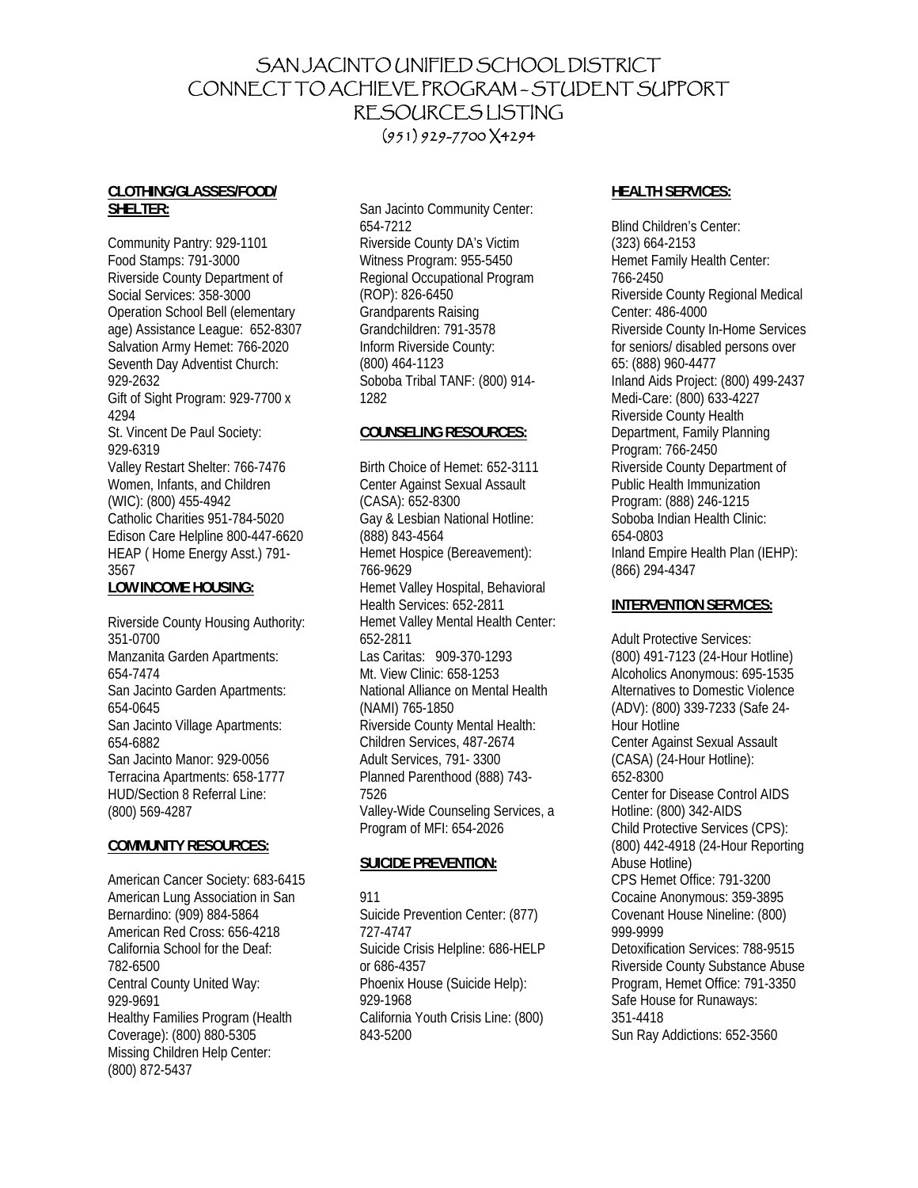# SAN JACINTO UNIFIED SCHOOL DISTRICT
# CONNECT TO ACHIEVE PROGRAM - STUDENT SUPPORT RESOURCES LISTING
## (951) 929-7700 X4294

**CLOTHING/GLASSES/FOOD/ SHELTER:**

Community Pantry: 929-1101
Food Stamps: 791-3000
Riverside County Department of Social Services: 358-3000
Operation School Bell (elementary age) Assistance League: 652-8307
Salvation Army Hemet: 766-2020
Seventh Day Adventist Church: 929-2632
Gift of Sight Program: 929-7700 x 4294
St. Vincent De Paul Society: 929-6319
Valley Restart Shelter: 766-7476
Women, Infants, and Children (WIC): (800) 455-4942
Catholic Charities 951-784-5020
Edison Care Helpline 800-447-6620
HEAP ( Home Energy Asst.) 791-3567

**LOW INCOME HOUSING:**

Riverside County Housing Authority: 351-0700
Manzanita Garden Apartments: 654-7474
San Jacinto Garden Apartments: 654-0645
San Jacinto Village Apartments: 654-6882
San Jacinto Manor: 929-0056
Terracina Apartments: 658-1777
HUD/Section 8 Referral Line: (800) 569-4287

**COMMUNITY RESOURCES:**

American Cancer Society: 683-6415
American Lung Association in San Bernardino: (909) 884-5864
American Red Cross: 656-4218
California School for the Deaf: 782-6500
Central County United Way: 929-9691
Healthy Families Program (Health Coverage): (800) 880-5305
Missing Children Help Center: (800) 872-5437
San Jacinto Community Center: 654-7212
Riverside County DA's Victim Witness Program: 955-5450
Regional Occupational Program (ROP): 826-6450
Grandparents Raising Grandchildren: 791-3578
Inform Riverside County: (800) 464-1123
Soboba Tribal TANF: (800) 914-1282

**COUNSELING RESOURCES:**

Birth Choice of Hemet: 652-3111
Center Against Sexual Assault (CASA): 652-8300
Gay & Lesbian National Hotline: (888) 843-4564
Hemet Hospice (Bereavement): 766-9629
Hemet Valley Hospital, Behavioral Health Services: 652-2811
Hemet Valley Mental Health Center: 652-2811
Las Caritas: 909-370-1293
Mt. View Clinic: 658-1253
National Alliance on Mental Health (NAMI) 765-1850
Riverside County Mental Health: Children Services, 487-2674
Adult Services, 791- 3300
Planned Parenthood (888) 743-7526
Valley-Wide Counseling Services, a Program of MFI: 654-2026

**SUICIDE PREVENTION:**

911
Suicide Prevention Center: (877) 727-4747
Suicide Crisis Helpline: 686-HELP or 686-4357
Phoenix House (Suicide Help): 929-1968
California Youth Crisis Line: (800) 843-5200

**HEALTH SERVICES:**

Blind Children's Center: (323) 664-2153
Hemet Family Health Center: 766-2450
Riverside County Regional Medical Center: 486-4000
Riverside County In-Home Services for seniors/ disabled persons over 65: (888) 960-4477
Inland Aids Project: (800) 499-2437
Medi-Care: (800) 633-4227
Riverside County Health Department, Family Planning Program: 766-2450
Riverside County Department of Public Health Immunization Program: (888) 246-1215
Soboba Indian Health Clinic: 654-0803
Inland Empire Health Plan (IEHP): (866) 294-4347

**INTERVENTION SERVICES:**

Adult Protective Services: (800) 491-7123 (24-Hour Hotline)
Alcoholics Anonymous: 695-1535
Alternatives to Domestic Violence (ADV): (800) 339-7233 (Safe 24-Hour Hotline
Center Against Sexual Assault (CASA) (24-Hour Hotline): 652-8300
Center for Disease Control AIDS Hotline: (800) 342-AIDS
Child Protective Services (CPS): (800) 442-4918 (24-Hour Reporting Abuse Hotline)
CPS Hemet Office: 791-3200
Cocaine Anonymous: 359-3895
Covenant House Nineline: (800) 999-9999
Detoxification Services: 788-9515
Riverside County Substance Abuse Program, Hemet Office: 791-3350
Safe House for Runaways: 351-4418
Sun Ray Addictions: 652-3560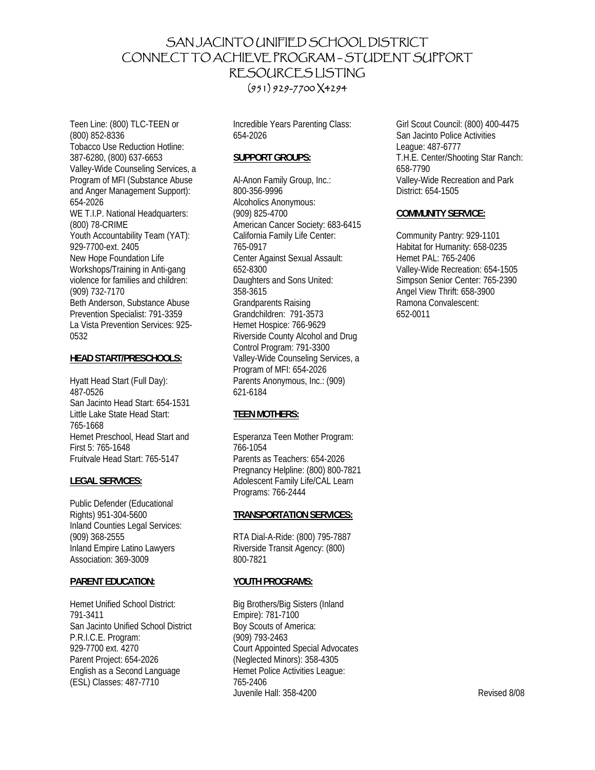# SAN JACINTO UNIFIED SCHOOL DISTRICT
# CONNECT TO ACHIEVE PROGRAM - STUDENT SUPPORT RESOURCES LISTING
## (951) 929-7700 X4294

Teen Line: (800) TLC-TEEN or (800) 852-8336
Tobacco Use Reduction Hotline: 387-6280, (800) 637-6653
Valley-Wide Counseling Services, a Program of MFI (Substance Abuse and Anger Management Support): 654-2026
WE T.I.P. National Headquarters: (800) 78-CRIME
Youth Accountability Team (YAT): 929-7700-ext. 2405
New Hope Foundation Life Workshops/Training in Anti-gang violence for families and children: (909) 732-7170
Beth Anderson, Substance Abuse Prevention Specialist: 791-3359
La Vista Prevention Services: 925-0532

**HEAD START/PRESCHOOLS:**

Hyatt Head Start (Full Day): 487-0526
San Jacinto Head Start: 654-1531
Little Lake State Head Start: 765-1668
Hemet Preschool, Head Start and First 5: 765-1648
Fruitvale Head Start: 765-5147

**LEGAL SERVICES:**

Public Defender (Educational Rights) 951-304-5600
Inland Counties Legal Services: (909) 368-2555
Inland Empire Latino Lawyers Association: 369-3009

**PARENT EDUCATION:**

Hemet Unified School District: 791-3411
San Jacinto Unified School District P.R.I.C.E. Program: 929-7700 ext. 4270
Parent Project: 654-2026
English as a Second Language (ESL) Classes: 487-7710
Incredible Years Parenting Class: 654-2026

**SUPPORT GROUPS:**

Al-Anon Family Group, Inc.: 800-356-9996
Alcoholics Anonymous: (909) 825-4700
American Cancer Society: 683-6415
California Family Life Center: 765-0917
Center Against Sexual Assault: 652-8300
Daughters and Sons United: 358-3615
Grandparents Raising Grandchildren: 791-3573
Hemet Hospice: 766-9629
Riverside County Alcohol and Drug Control Program: 791-3300
Valley-Wide Counseling Services, a Program of MFI: 654-2026
Parents Anonymous, Inc.: (909) 621-6184

**TEEN MOTHERS:**

Esperanza Teen Mother Program: 766-1054
Parents as Teachers: 654-2026
Pregnancy Helpline: (800) 800-7821
Adolescent Family Life/CAL Learn Programs: 766-2444

**TRANSPORTATION SERVICES:**

RTA Dial-A-Ride: (800) 795-7887
Riverside Transit Agency: (800) 800-7821

**YOUTH PROGRAMS:**

Big Brothers/Big Sisters (Inland Empire): 781-7100
Boy Scouts of America: (909) 793-2463
Court Appointed Special Advocates (Neglected Minors): 358-4305
Hemet Police Activities League: 765-2406
Juvenile Hall: 358-4200
Girl Scout Council: (800) 400-4475
San Jacinto Police Activities League: 487-6777
T.H.E. Center/Shooting Star Ranch: 658-7790
Valley-Wide Recreation and Park District: 654-1505

**COMMUNITY SERVICE:**

Community Pantry: 929-1101
Habitat for Humanity: 658-0235
Hemet PAL: 765-2406
Valley-Wide Recreation: 654-1505
Simpson Senior Center: 765-2390
Angel View Thrift: 658-3900
Ramona Convalescent: 652-0011

Revised 8/08